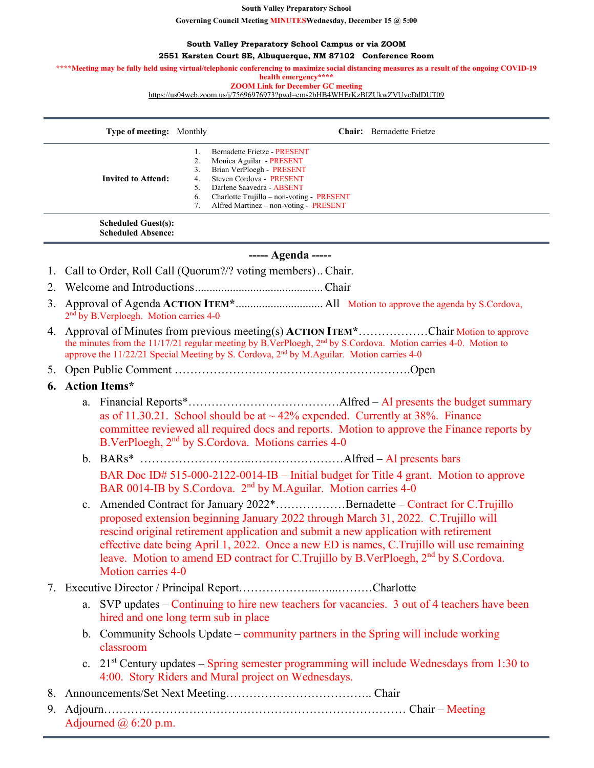**South Valley Preparatory School**

**Governing Council Meeting MINUTESWednesday, December 15 @ 5:00**

**South Valley Preparatory School Campus or via ZOOM**

**2551 Karsten Court SE, Albuquerque, NM 87102 Conference Room**

**\*\*\*\*Meeting may be fully held using virtual/telephonic conferencing to maximize social distancing measures as a result of the ongoing COVID-19 health emergency\*\*\*\***

**ZOOM Link for December GC meeting**

https://us04web.zoom.us/j/75696976973?pwd=ems2bHB4WHErKzBIZUkwZVUvcDdDUT09

| **Type of meeting:** | Monthly | **Chair:** | Bernadette Frietze |
|---|---|---|---|
| **Invited to Attend:** | 1. Bernadette Frietze - PRESENT<br>2. Monica Aguilar - PRESENT<br>3. Brian VerPloegh - PRESENT<br>4. Steven Cordova - PRESENT<br>5. Darlene Saavedra - ABSENT<br>6. Charlotte Trujillo – non-voting - PRESENT<br>7. Alfred Martinez – non-voting - PRESENT | | |
| **Scheduled Guest(s):**<br>**Scheduled Absence:** | | | |

## ----- Agenda -----

1. Call to Order, Roll Call (Quorum?/? voting members) .. Chair.
2. Welcome and Introductions........................................... Chair
3. Approval of Agenda **ACTION ITEM\***............................. All Motion to approve the agenda by S.Cordova, 2nd by B.Verploegh. Motion carries 4-0
4. Approval of Minutes from previous meeting(s) **ACTION ITEM\***………………Chair Motion to approve the minutes from the 11/17/21 regular meeting by B.VerPloegh, 2nd by S.Cordova. Motion carries 4-0. Motion to approve the 11/22/21 Special Meeting by S. Cordova, 2nd by M.Aguilar. Motion carries 4-0
5. Open Public Comment …………………………………………………….Open
6. **Action Items\***
   a. Financial Reports\*…………………………………Alfred – Al presents the budget summary as of 11.30.21. School should be at ~ 42% expended. Currently at 38%. Finance committee reviewed all required docs and reports. Motion to approve the Finance reports by B.VerPloegh, 2nd by S.Cordova. Motions carries 4-0
   b. BARs\* ……………………..……………………Alfred – Al presents bars
      BAR Doc ID# 515-000-2122-0014-IB – Initial budget for Title 4 grant. Motion to approve BAR 0014-IB by S.Cordova. 2nd by M.Aguilar. Motion carries 4-0
   c. Amended Contract for January 2022\*………………Bernadette – Contract for C.Trujillo proposed extension beginning January 2022 through March 31, 2022. C.Trujillo will rescind original retirement application and submit a new application with retirement effective date being April 1, 2022. Once a new ED is names, C.Trujillo will use remaining leave. Motion to amend ED contract for C.Trujillo by B.VerPloegh, 2nd by S.Cordova. Motion carries 4-0
7. Executive Director / Principal Report………………...…...………Charlotte
   a. SVP updates – Continuing to hire new teachers for vacancies. 3 out of 4 teachers have been hired and one long term sub in place
   b. Community Schools Update – community partners in the Spring will include working classroom
   c. 21st Century updates – Spring semester programming will include Wednesdays from 1:30 to 4:00. Story Riders and Mural project on Wednesdays.
8. Announcements/Set Next Meeting……………………………….. Chair
9. Adjourn…………………………………………………………………… Chair – Meeting Adjourned @ 6:20 p.m.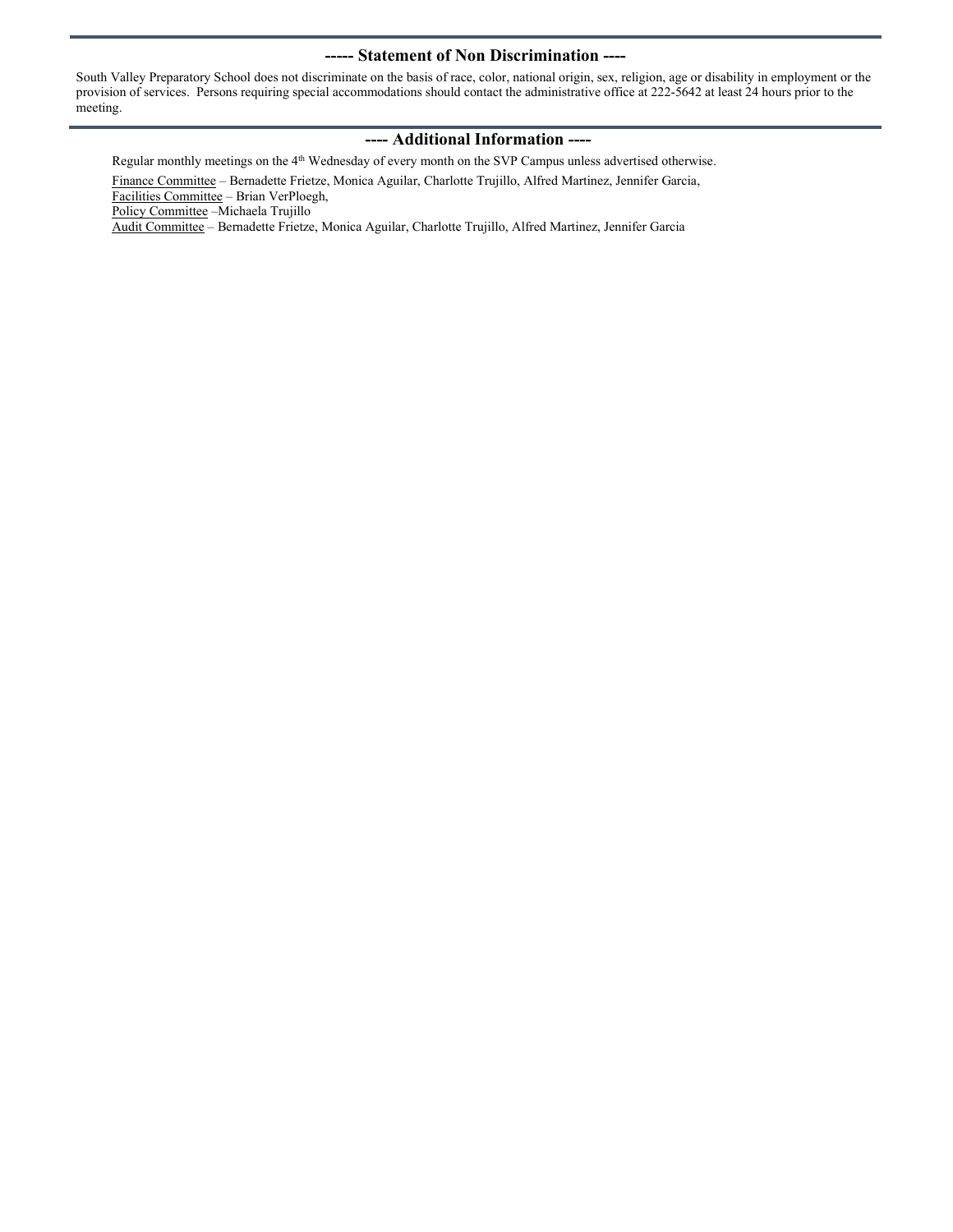## ----- Statement of Non Discrimination ----

South Valley Preparatory School does not discriminate on the basis of race, color, national origin, sex, religion, age or disability in employment or the provision of services. Persons requiring special accommodations should contact the administrative office at 222-5642 at least 24 hours prior to the meeting.

## ---- Additional Information ----

Regular monthly meetings on the 4th Wednesday of every month on the SVP Campus unless advertised otherwise.

Finance Committee – Bernadette Frietze, Monica Aguilar, Charlotte Trujillo, Alfred Martinez, Jennifer Garcia,
Facilities Committee – Brian VerPloegh,
Policy Committee –Michaela Trujillo
Audit Committee – Bernadette Frietze, Monica Aguilar, Charlotte Trujillo, Alfred Martinez, Jennifer Garcia